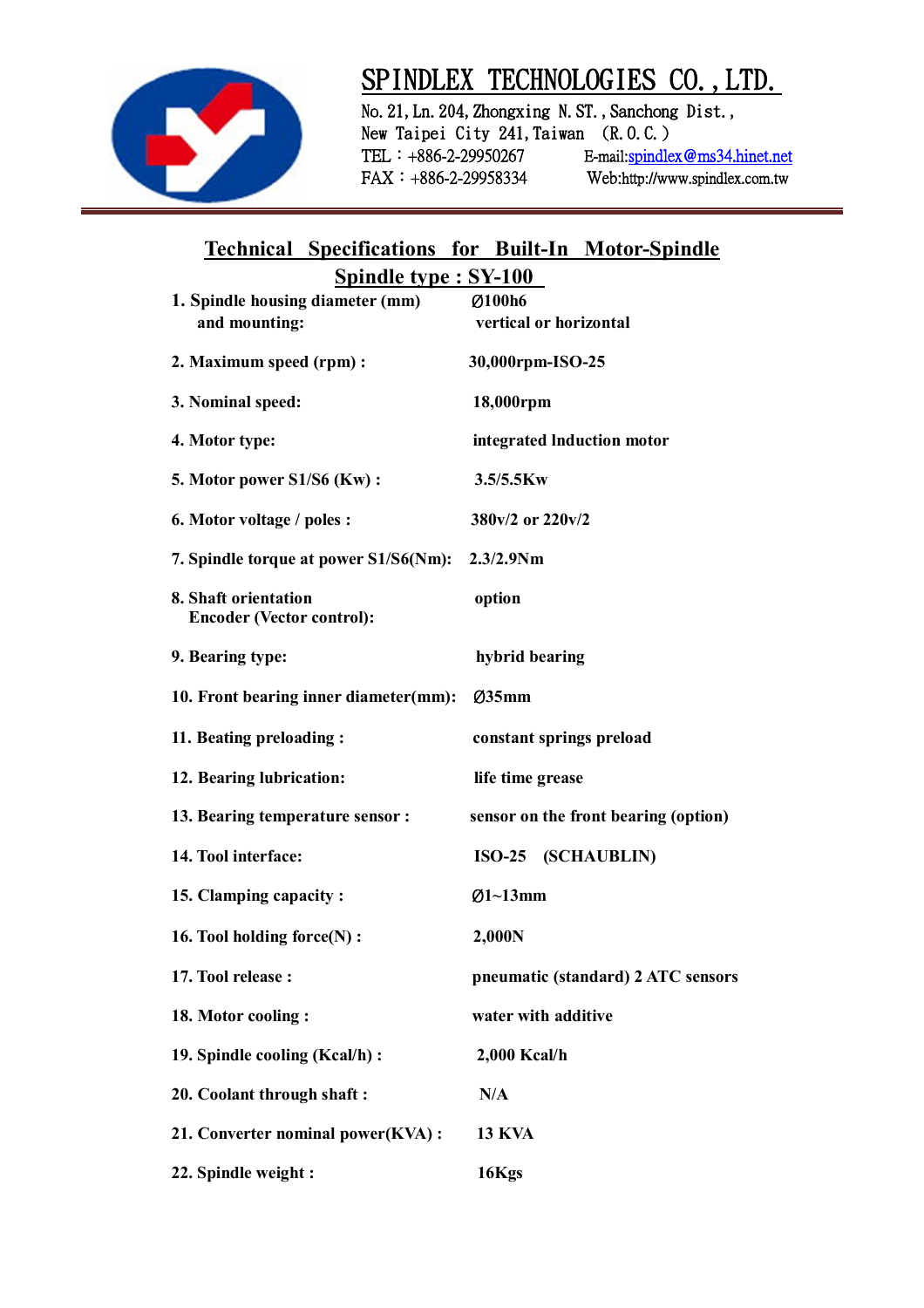# SPINDLEX TECHNOLOGIES CO., LTD.

No. 21, Ln. 204, Zhongxing N. ST., Sanchong Dist.,
New Taipei City 241, Taiwan (R.O.C.)
TEL：+886-2-29950267 E-mail:spindlex@ms34.hinet.net
FAX：+886-2-29958334 Web:http://www.spindlex.com.tw

## Technical Specifications for Built-In Motor-Spindle

## Spindle type : SY-100

| | |
|---|---|
| **1. Spindle housing diameter (mm) and mounting:** | **Ø100h6 vertical or horizontal** |
| **2. Maximum speed (rpm) :** | **30,000rpm-ISO-25** |
| **3. Nominal speed:** | **18,000rpm** |
| **4. Motor type:** | **integrated Induction motor** |
| **5. Motor power S1/S6 (Kw) :** | **3.5/5.5Kw** |
| **6. Motor voltage / poles :** | **380v/2 or 220v/2** |
| **7. Spindle torque at power S1/S6(Nm):** | **2.3/2.9Nm** |
| **8. Shaft orientation Encoder (Vector control):** | **option** |
| **9. Bearing type:** | **hybrid bearing** |
| **10. Front bearing inner diameter(mm):** | **Ø35mm** |
| **11. Beating preloading :** | **constant springs preload** |
| **12. Bearing lubrication:** | **life time grease** |
| **13. Bearing temperature sensor :** | **sensor on the front bearing (option)** |
| **14. Tool interface:** | **ISO-25 (SCHAUBLIN)** |
| **15. Clamping capacity :** | **Ø1~13mm** |
| **16. Tool holding force(N) :** | **2,000N** |
| **17. Tool release :** | **pneumatic (standard) 2 ATC sensors** |
| **18. Motor cooling :** | **water with additive** |
| **19. Spindle cooling (Kcal/h) :** | **2,000 Kcal/h** |
| **20. Coolant through shaft :** | **N/A** |
| **21. Converter nominal power(KVA) :** | **13 KVA** |
| **22. Spindle weight :** | **16Kgs** |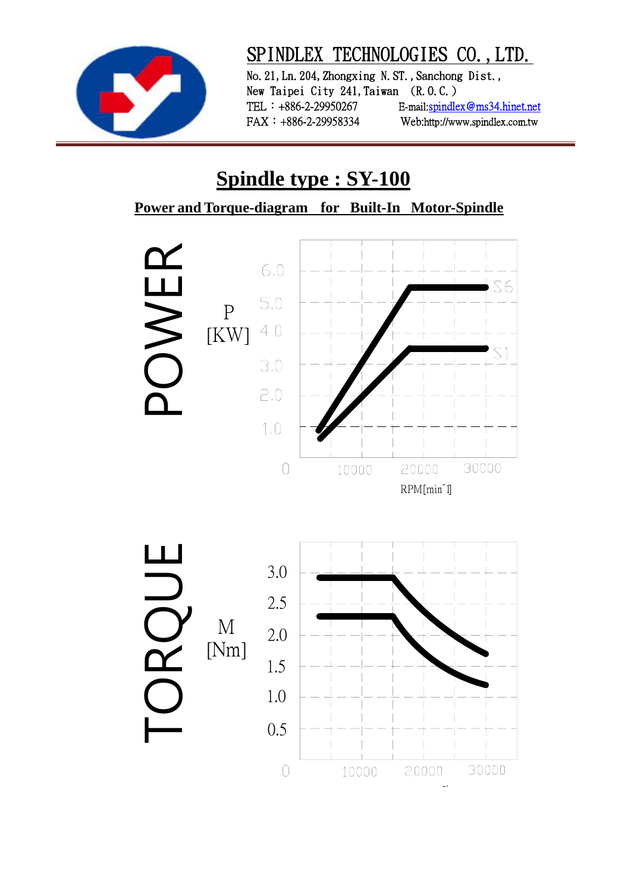# SPINDLEX TECHNOLOGIES CO., LTD.

No. 21, Ln. 204, Zhongxing N. ST., Sanchong Dist.,
New Taipei City 241, Taiwan (R.O.C.)
TEL：+886-2-29950267 E-mail: spindlex@ms34.hinet.net
FAX：+886-2-29958334 Web:http://www.spindlex.com.tw

## Spindle type : SY-100

**Power and Torque-diagram for Built-In Motor-Spindle**

POWER

P
[KW]

6.0
5.0
4.0
3.0
2.0
1.0
0

10000
20000
30000

RPM[min⁻¹]

S6
S1

TORQUE

M
[Nm]

3.0
2.5
2.0
1.5
1.0
0.5
0

10000
20000
30000